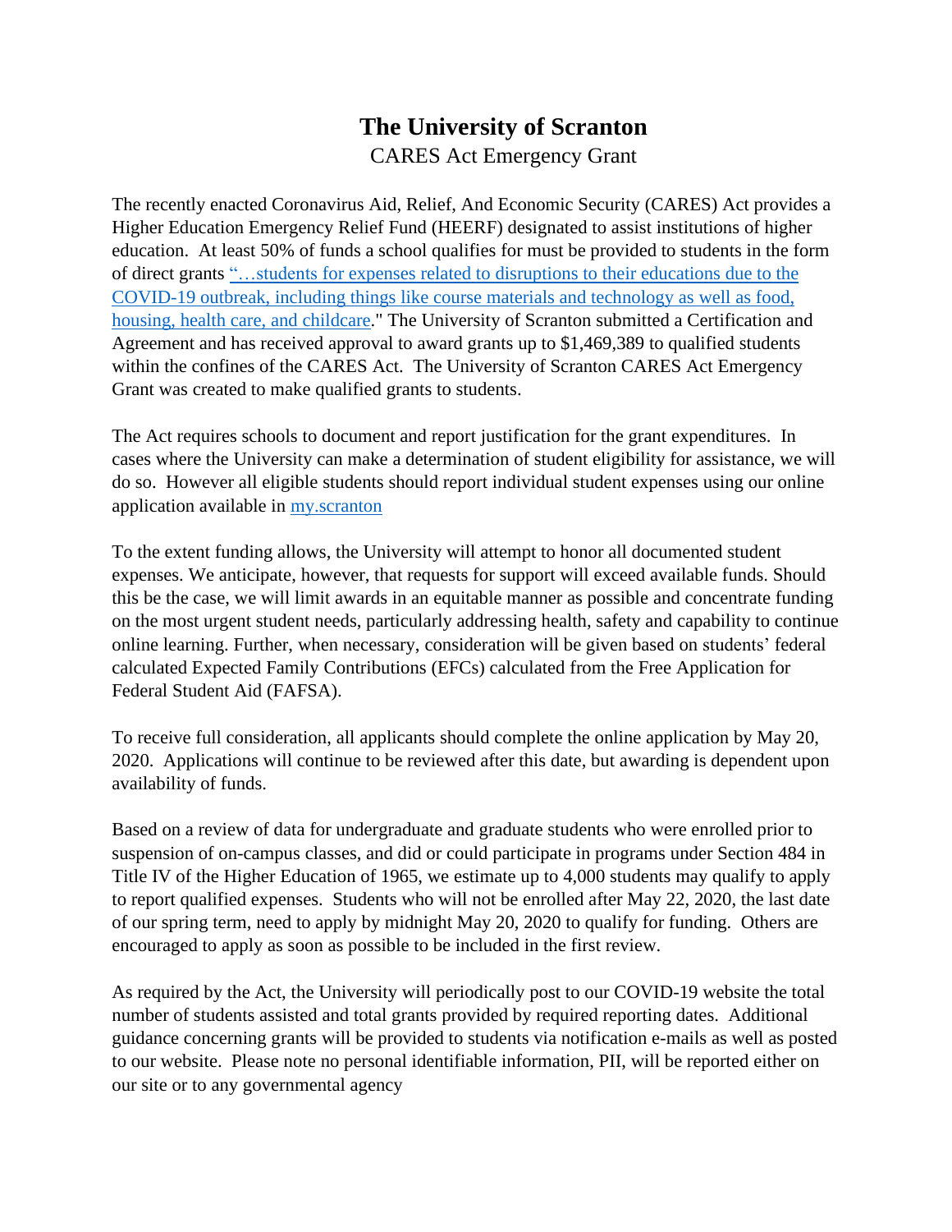# The University of Scranton

CARES Act Emergency Grant

The recently enacted Coronavirus Aid, Relief, And Economic Security (CARES) Act provides a Higher Education Emergency Relief Fund (HEERF) designated to assist institutions of higher education. At least 50% of funds a school qualifies for must be provided to students in the form of direct grants "…students for expenses related to disruptions to their educations due to the COVID-19 outbreak, including things like course materials and technology as well as food, housing, health care, and childcare." The University of Scranton submitted a Certification and Agreement and has received approval to award grants up to $1,469,389 to qualified students within the confines of the CARES Act. The University of Scranton CARES Act Emergency Grant was created to make qualified grants to students.

The Act requires schools to document and report justification for the grant expenditures. In cases where the University can make a determination of student eligibility for assistance, we will do so. However all eligible students should report individual student expenses using our online application available in my.scranton

To the extent funding allows, the University will attempt to honor all documented student expenses. We anticipate, however, that requests for support will exceed available funds. Should this be the case, we will limit awards in an equitable manner as possible and concentrate funding on the most urgent student needs, particularly addressing health, safety and capability to continue online learning. Further, when necessary, consideration will be given based on students' federal calculated Expected Family Contributions (EFCs) calculated from the Free Application for Federal Student Aid (FAFSA).

To receive full consideration, all applicants should complete the online application by May 20, 2020. Applications will continue to be reviewed after this date, but awarding is dependent upon availability of funds.

Based on a review of data for undergraduate and graduate students who were enrolled prior to suspension of on-campus classes, and did or could participate in programs under Section 484 in Title IV of the Higher Education of 1965, we estimate up to 4,000 students may qualify to apply to report qualified expenses. Students who will not be enrolled after May 22, 2020, the last date of our spring term, need to apply by midnight May 20, 2020 to qualify for funding. Others are encouraged to apply as soon as possible to be included in the first review.

As required by the Act, the University will periodically post to our COVID-19 website the total number of students assisted and total grants provided by required reporting dates. Additional guidance concerning grants will be provided to students via notification e-mails as well as posted to our website. Please note no personal identifiable information, PII, will be reported either on our site or to any governmental agency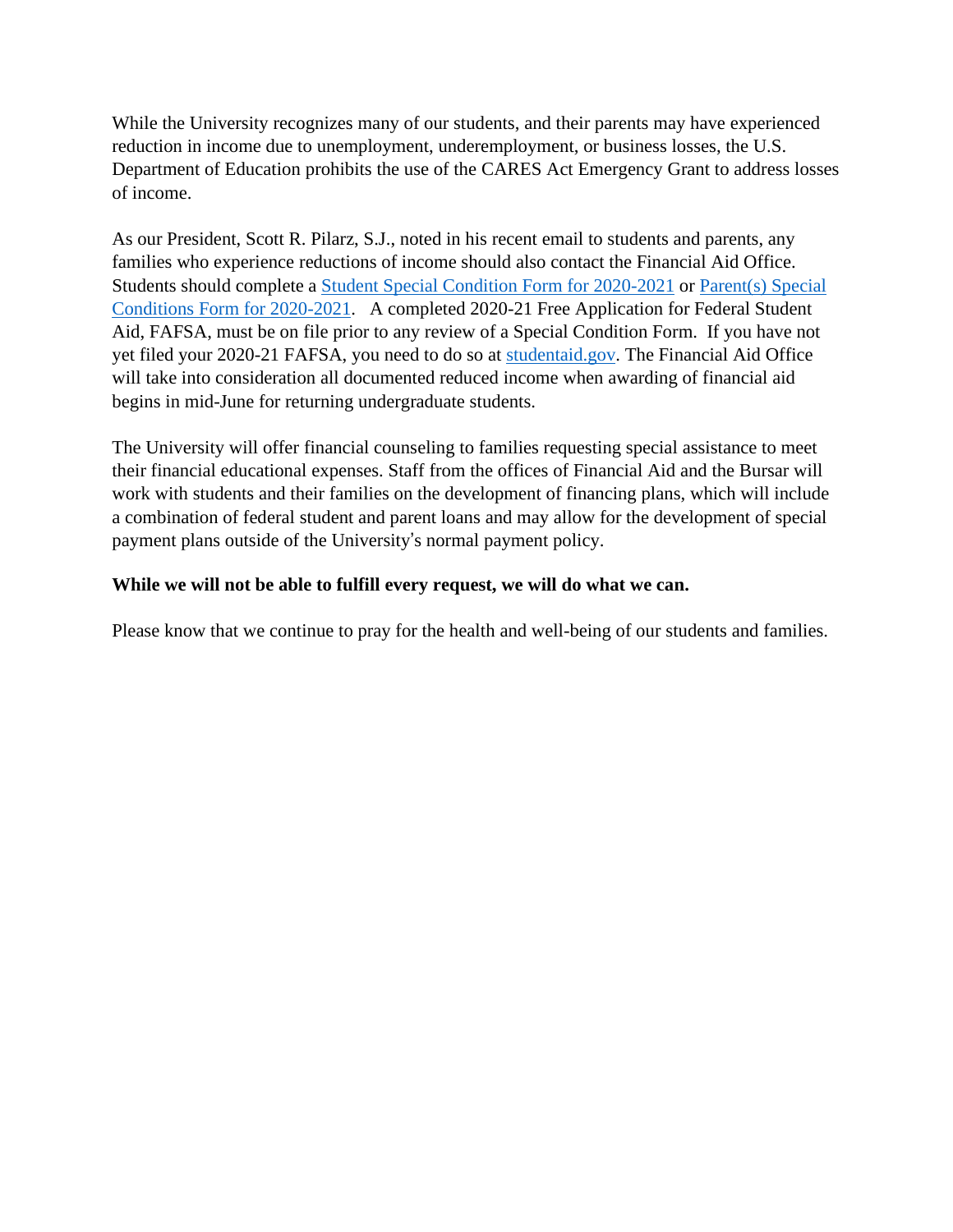While the University recognizes many of our students, and their parents may have experienced reduction in income due to unemployment, underemployment, or business losses, the U.S. Department of Education prohibits the use of the CARES Act Emergency Grant to address losses of income.

As our President, Scott R. Pilarz, S.J., noted in his recent email to students and parents, any families who experience reductions of income should also contact the Financial Aid Office. Students should complete a Student Special Condition Form for 2020-2021 or Parent(s) Special Conditions Form for 2020-2021. A completed 2020-21 Free Application for Federal Student Aid, FAFSA, must be on file prior to any review of a Special Condition Form. If you have not yet filed your 2020-21 FAFSA, you need to do so at studentaid.gov. The Financial Aid Office will take into consideration all documented reduced income when awarding of financial aid begins in mid-June for returning undergraduate students.

The University will offer financial counseling to families requesting special assistance to meet their financial educational expenses. Staff from the offices of Financial Aid and the Bursar will work with students and their families on the development of financing plans, which will include a combination of federal student and parent loans and may allow for the development of special payment plans outside of the University's normal payment policy.

**While we will not be able to fulfill every request, we will do what we can.**

Please know that we continue to pray for the health and well-being of our students and families.